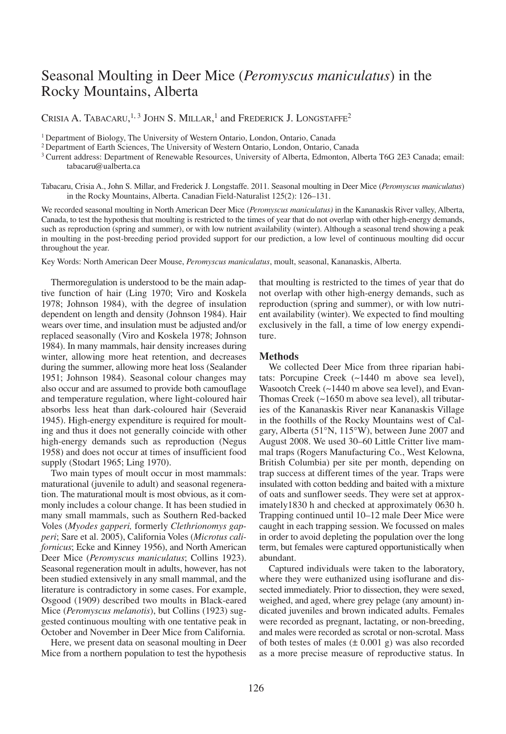# Seasonal Moulting in Deer Mice (*Peromyscus maniculatus*) in the Rocky Mountains, Alberta

CRISIA A. TABACARU,[1,3] JOHN S. MILLAR,[1] and FREDERICK J. LONGSTAFFE[2]

[1] Department of Biology, The University of Western Ontario, London, Ontario, Canada

[2] Department of Earth Sciences, The University of Western Ontario, London, Ontario, Canada

[3] Current address: Department of Renewable Resources, University of Alberta, Edmonton, Alberta T6G 2E3 Canada; email: tabacaru@ualberta.ca

Tabacaru, Crisia A., John S. Millar, and Frederick J. Longstaffe. 2011. Seasonal moulting in Deer Mice (*Peromyscus maniculatus*) in the Rocky Mountains, Alberta. Canadian Field-Naturalist 125(2): 126–131.

We recorded seasonal moulting in North American Deer Mice (*Peromyscus maniculatus)* in the Kananaskis River valley, Alberta, Canada, to test the hypothesis that moulting is restricted to the times of year that do not overlap with other high-energy demands, such as reproduction (spring and summer), or with low nutrient availability (winter). Although a seasonal trend showing a peak in moulting in the post-breeding period provided support for our prediction, a low level of continuous moulting did occur throughout the year.

Key Words: North American Deer Mouse, *Peromyscus maniculatus*, moult, seasonal, Kananaskis, Alberta.

Thermoregulation is understood to be the main adaptive function of hair (Ling 1970; Viro and Koskela 1978; Johnson 1984), with the degree of insulation dependent on length and density (Johnson 1984). Hair wears over time, and insulation must be adjusted and/or replaced seasonally (Viro and Koskela 1978; Johnson 1984). In many mammals, hair density increases during winter, allowing more heat retention, and decreases during the summer, allowing more heat loss (Sealander 1951; Johnson 1984). Seasonal colour changes may also occur and are assumed to provide both camouflage and temperature regulation, where light-coloured hair absorbs less heat than dark-coloured hair (Severaid 1945). High-energy expenditure is required for moulting and thus it does not generally coincide with other high-energy demands such as reproduction (Negus 1958) and does not occur at times of insufficient food supply (Stodart 1965; Ling 1970).

Two main types of moult occur in most mammals: maturational (juvenile to adult) and seasonal regeneration. The maturational moult is most obvious, as it commonly includes a colour change. It has been studied in many small mammals, such as Southern Red-backed Voles (*Myodes gapperi,* formerly *Clethrionomys gapperi*; Sare et al. 2005), California Voles (*Microtus californicus*; Ecke and Kinney 1956), and North American Deer Mice (*Peromyscus maniculatus*; Collins 1923). Seasonal regeneration moult in adults, however, has not been studied extensively in any small mammal, and the literature is contradictory in some cases. For example, Osgood (1909) described two moults in Black-eared Mice (*Peromyscus melanotis*), but Collins (1923) suggested continuous moulting with one tentative peak in October and November in Deer Mice from California.

Here, we present data on seasonal moulting in Deer Mice from a northern population to test the hypothesis that moulting is restricted to the times of year that do not overlap with other high-energy demands, such as reproduction (spring and summer), or with low nutrient availability (winter). We expected to find moulting exclusively in the fall, a time of low energy expenditure.

## Methods

We collected Deer Mice from three riparian habitats: Porcupine Creek (~1440 m above sea level), Wasootch Creek (~1440 m above sea level), and Evan-Thomas Creek (~1650 m above sea level), all tributaries of the Kananaskis River near Kananaskis Village in the foothills of the Rocky Mountains west of Calgary, Alberta (51°N, 115°W), between June 2007 and August 2008. We used 30–60 Little Critter live mammal traps (Rogers Manufacturing Co., West Kelowna, British Columbia) per site per month, depending on trap success at different times of the year. Traps were insulated with cotton bedding and baited with a mixture of oats and sunflower seeds. They were set at approximately1830 h and checked at approximately 0630 h. Trapping continued until 10–12 male Deer Mice were caught in each trapping session. We focussed on males in order to avoid depleting the population over the long term, but females were captured opportunistically when abundant.

Captured individuals were taken to the laboratory, where they were euthanized using isoflurane and dissected immediately. Prior to dissection, they were sexed, weighed, and aged, where grey pelage (any amount) indicated juveniles and brown indicated adults. Females were recorded as pregnant, lactating, or non-breeding, and males were recorded as scrotal or non-scrotal. Mass of both testes of males (± 0.001 g) was also recorded as a more precise measure of reproductive status. In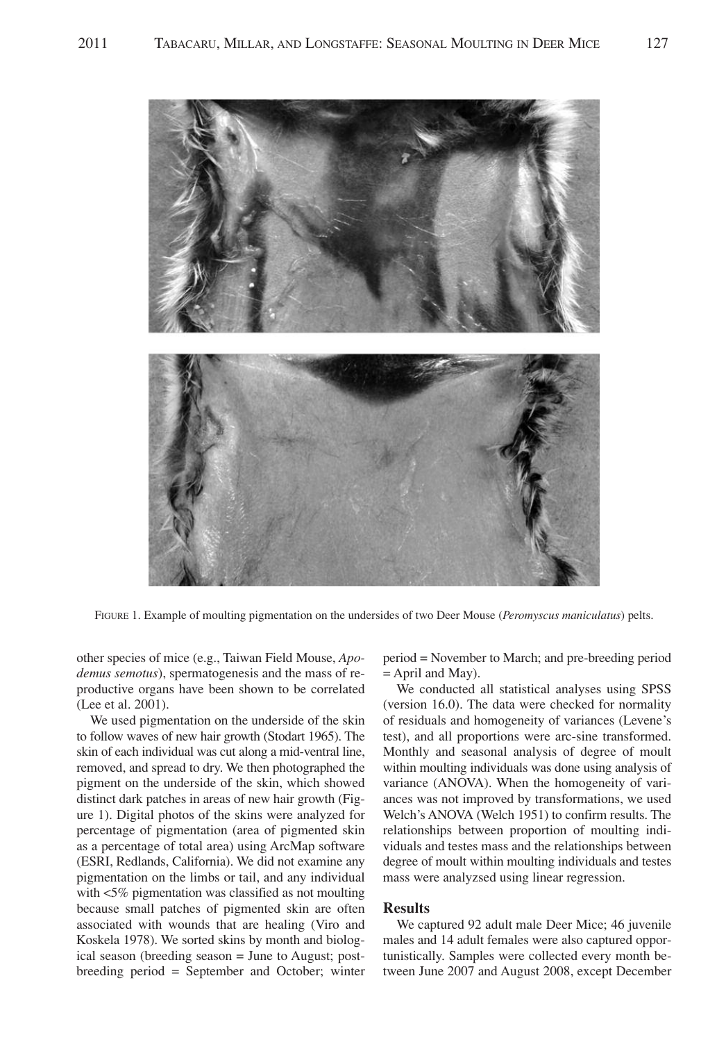FIGURE 1. Example of moulting pigmentation on the undersides of two Deer Mouse (*Peromyscus maniculatus*) pelts.

other species of mice (e.g., Taiwan Field Mouse, *Apodemus semotus*), spermatogenesis and the mass of reproductive organs have been shown to be correlated (Lee et al. 2001).

We used pigmentation on the underside of the skin to follow waves of new hair growth (Stodart 1965). The skin of each individual was cut along a mid-ventral line, removed, and spread to dry. We then photographed the pigment on the underside of the skin, which showed distinct dark patches in areas of new hair growth (Figure 1). Digital photos of the skins were analyzed for percentage of pigmentation (area of pigmented skin as a percentage of total area) using ArcMap software (ESRI, Redlands, California). We did not examine any pigmentation on the limbs or tail, and any individual with <5% pigmentation was classified as not moulting because small patches of pigmented skin are often associated with wounds that are healing (Viro and Koskela 1978). We sorted skins by month and biological season (breeding season = June to August; post-breeding period = September and October; winter period = November to March; and pre-breeding period = April and May).

We conducted all statistical analyses using SPSS (version 16.0). The data were checked for normality of residuals and homogeneity of variances (Levene's test), and all proportions were arc-sine transformed. Monthly and seasonal analysis of degree of moult within moulting individuals was done using analysis of variance (ANOVA). When the homogeneity of variances was not improved by transformations, we used Welch's ANOVA (Welch 1951) to confirm results. The relationships between proportion of moulting individuals and testes mass and the relationships between degree of moult within moulting individuals and testes mass were analyzsed using linear regression.

## Results

We captured 92 adult male Deer Mice; 46 juvenile males and 14 adult females were also captured opportunistically. Samples were collected every month between June 2007 and August 2008, except December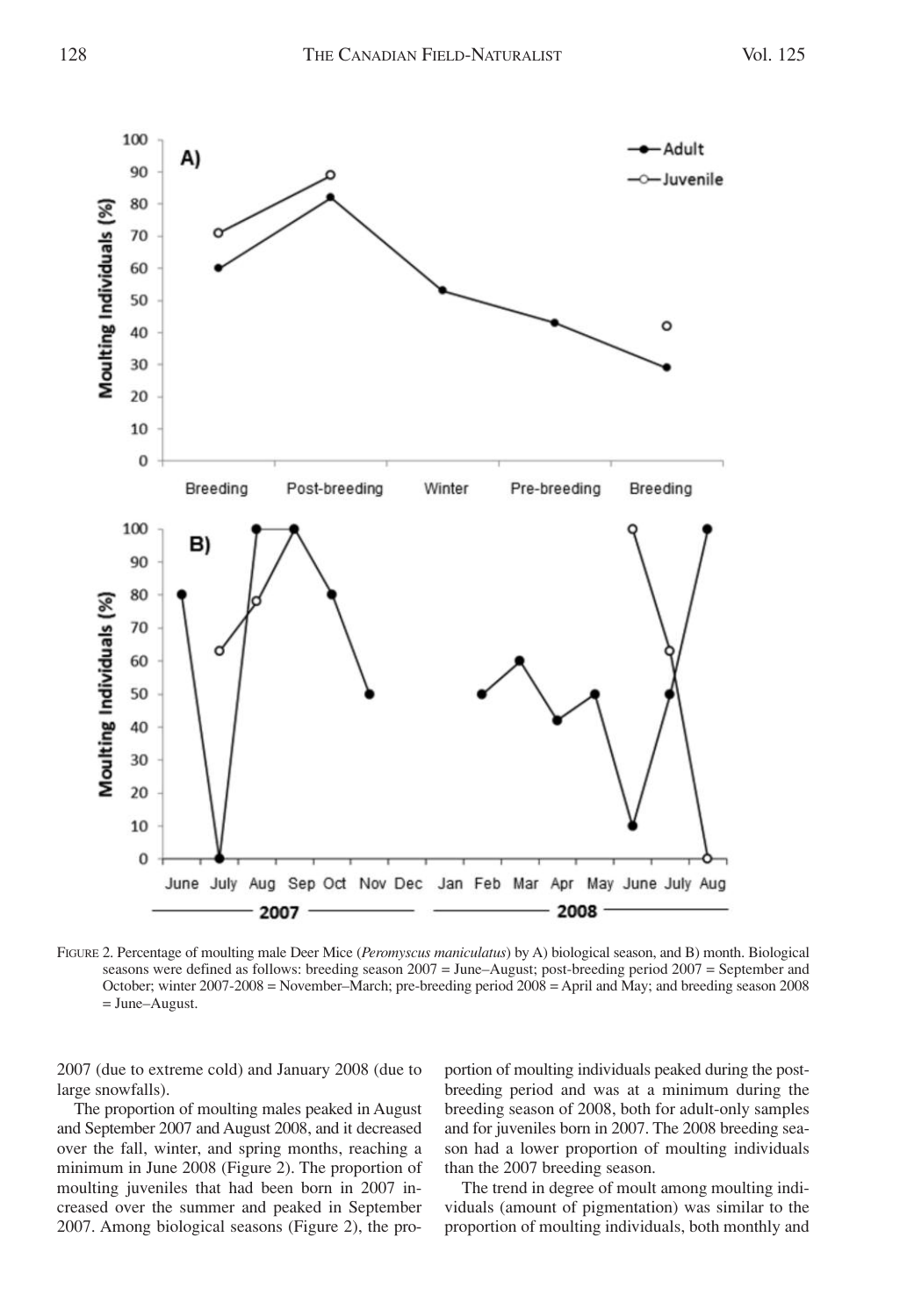FIGURE 2. Percentage of moulting male Deer Mice (*Peromyscus maniculatus*) by A) biological season, and B) month. Biological seasons were defined as follows: breeding season 2007 = June–August; post-breeding period 2007 = September and October; winter 2007-2008 = November–March; pre-breeding period 2008 = April and May; and breeding season 2008 = June–August.

2007 (due to extreme cold) and January 2008 (due to large snowfalls).

The proportion of moulting males peaked in August and September 2007 and August 2008, and it decreased over the fall, winter, and spring months, reaching a minimum in June 2008 (Figure 2). The proportion of moulting juveniles that had been born in 2007 increased over the summer and peaked in September 2007. Among biological seasons (Figure 2), the proportion of moulting individuals peaked during the post-breeding period and was at a minimum during the breeding season of 2008, both for adult-only samples and for juveniles born in 2007. The 2008 breeding season had a lower proportion of moulting individuals than the 2007 breeding season.

The trend in degree of moult among moulting individuals (amount of pigmentation) was similar to the proportion of moulting individuals, both monthly and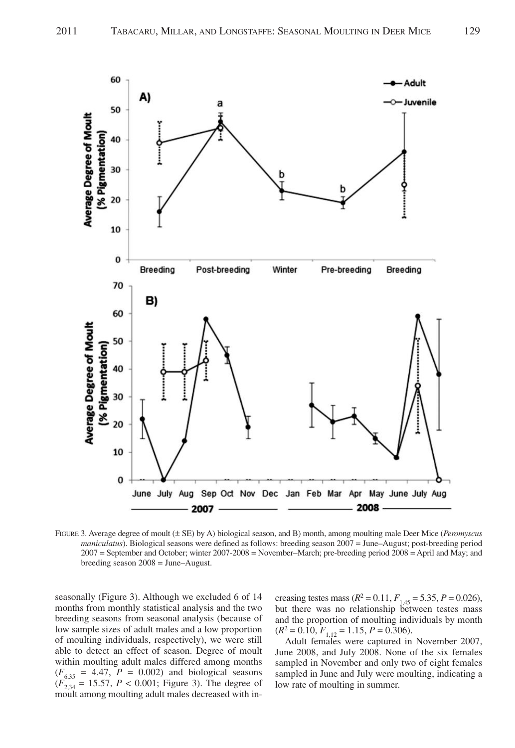FIGURE 3. Average degree of moult (± SE) by A) biological season, and B) month, among moulting male Deer Mice (*Peromyscus maniculatus*). Biological seasons were defined as follows: breeding season 2007 = June–August; post-breeding period 2007 = September and October; winter 2007-2008 = November–March; pre-breeding period 2008 = April and May; and breeding season 2008 = June–August.

seasonally (Figure 3). Although we excluded 6 of 14 months from monthly statistical analysis and the two breeding seasons from seasonal analysis (because of low sample sizes of adult males and a low proportion of moulting individuals, respectively), we were still able to detect an effect of season. Degree of moult within moulting adult males differed among months ($F_{6,35}$ = 4.47, $P$ = 0.002) and biological seasons ($F_{2,34}$ = 15.57, $P$ < 0.001; Figure 3). The degree of moult among moulting adult males decreased with increasing testes mass ($R^2$ = 0.11, $F_{1,45}$ = 5.35, $P$ = 0.026), but there was no relationship between testes mass and the proportion of moulting individuals by month ($R^2$ = 0.10, $F_{1,12}$ = 1.15, $P$ = 0.306).

Adult females were captured in November 2007, June 2008, and July 2008. None of the six females sampled in November and only two of eight females sampled in June and July were moulting, indicating a low rate of moulting in summer.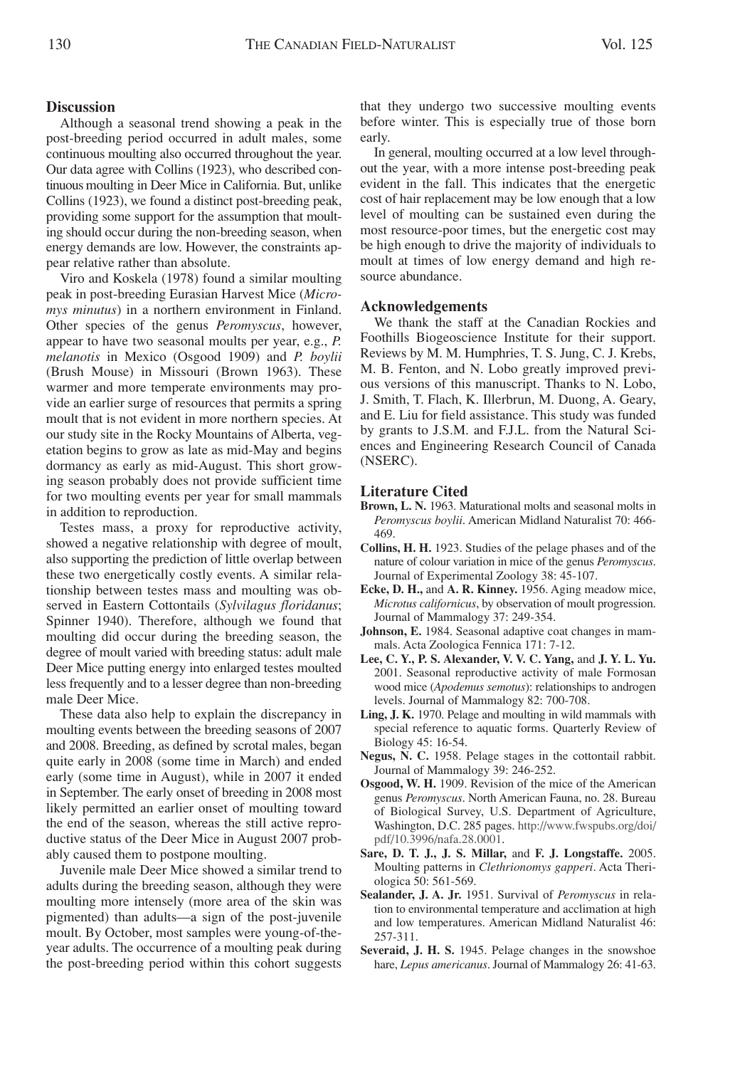## Discussion

Although a seasonal trend showing a peak in the post-breeding period occurred in adult males, some continuous moulting also occurred throughout the year. Our data agree with Collins (1923), who described continuous moulting in Deer Mice in California. But, unlike Collins (1923), we found a distinct post-breeding peak, providing some support for the assumption that moulting should occur during the non-breeding season, when energy demands are low. However, the constraints appear relative rather than absolute.

Viro and Koskela (1978) found a similar moulting peak in post-breeding Eurasian Harvest Mice (*Micromys minutus*) in a northern environment in Finland. Other species of the genus *Peromyscus*, however, appear to have two seasonal moults per year, e.g., *P. melanotis* in Mexico (Osgood 1909) and *P. boylii* (Brush Mouse) in Missouri (Brown 1963). These warmer and more temperate environments may provide an earlier surge of resources that permits a spring moult that is not evident in more northern species. At our study site in the Rocky Mountains of Alberta, vegetation begins to grow as late as mid-May and begins dormancy as early as mid-August. This short growing season probably does not provide sufficient time for two moulting events per year for small mammals in addition to reproduction.

Testes mass, a proxy for reproductive activity, showed a negative relationship with degree of moult, also supporting the prediction of little overlap between these two energetically costly events. A similar relationship between testes mass and moulting was observed in Eastern Cottontails (*Sylvilagus floridanus*; Spinner 1940). Therefore, although we found that moulting did occur during the breeding season, the degree of moult varied with breeding status: adult male Deer Mice putting energy into enlarged testes moulted less frequently and to a lesser degree than non-breeding male Deer Mice.

These data also help to explain the discrepancy in moulting events between the breeding seasons of 2007 and 2008. Breeding, as defined by scrotal males, began quite early in 2008 (some time in March) and ended early (some time in August), while in 2007 it ended in September. The early onset of breeding in 2008 most likely permitted an earlier onset of moulting toward the end of the season, whereas the still active reproductive status of the Deer Mice in August 2007 probably caused them to postpone moulting.

Juvenile male Deer Mice showed a similar trend to adults during the breeding season, although they were moulting more intensely (more area of the skin was pigmented) than adults—a sign of the post-juvenile moult. By October, most samples were young-of-the-year adults. The occurrence of a moulting peak during the post-breeding period within this cohort suggests that they undergo two successive moulting events before winter. This is especially true of those born early.

In general, moulting occurred at a low level throughout the year, with a more intense post-breeding peak evident in the fall. This indicates that the energetic cost of hair replacement may be low enough that a low level of moulting can be sustained even during the most resource-poor times, but the energetic cost may be high enough to drive the majority of individuals to moult at times of low energy demand and high resource abundance.

## Acknowledgements

We thank the staff at the Canadian Rockies and Foothills Biogeoscience Institute for their support. Reviews by M. M. Humphries, T. S. Jung, C. J. Krebs, M. B. Fenton, and N. Lobo greatly improved previous versions of this manuscript. Thanks to N. Lobo, J. Smith, T. Flach, K. Illerbrun, M. Duong, A. Geary, and E. Liu for field assistance. This study was funded by grants to J.S.M. and F.J.L. from the Natural Sciences and Engineering Research Council of Canada (NSERC).

## Literature Cited

**Brown, L. N.** 1963. Maturational molts and seasonal molts in *Peromyscus boylii*. American Midland Naturalist 70: 466-469.

**Collins, H. H.** 1923. Studies of the pelage phases and of the nature of colour variation in mice of the genus *Peromyscus*. Journal of Experimental Zoology 38: 45-107.

**Ecke, D. H.,** and **A. R. Kinney.** 1956. Aging meadow mice, *Microtus californicus*, by observation of moult progression. Journal of Mammalogy 37: 249-354.

**Johnson, E.** 1984. Seasonal adaptive coat changes in mammals. Acta Zoologica Fennica 171: 7-12.

**Lee, C. Y., P. S. Alexander, V. V. C. Yang,** and **J. Y. L. Yu.** 2001. Seasonal reproductive activity of male Formosan wood mice (*Apodemus semotus*): relationships to androgen levels. Journal of Mammalogy 82: 700-708.

**Ling, J. K.** 1970. Pelage and moulting in wild mammals with special reference to aquatic forms. Quarterly Review of Biology 45: 16-54.

**Negus, N. C.** 1958. Pelage stages in the cottontail rabbit. Journal of Mammalogy 39: 246-252.

**Osgood, W. H.** 1909. Revision of the mice of the American genus *Peromyscus*. North American Fauna, no. 28. Bureau of Biological Survey, U.S. Department of Agriculture, Washington, D.C. 285 pages. http://www.fwspubs.org/doi/pdf/10.3996/nafa.28.0001.

**Sare, D. T. J., J. S. Millar,** and **F. J. Longstaffe.** 2005. Moulting patterns in *Clethrionomys gapperi*. Acta Theriologica 50: 561-569.

**Sealander, J. A. Jr.** 1951. Survival of *Peromyscus* in relation to environmental temperature and acclimation at high and low temperatures. American Midland Naturalist 46: 257-311.

**Severaid, J. H. S.** 1945. Pelage changes in the snowshoe hare, *Lepus americanus*. Journal of Mammalogy 26: 41-63.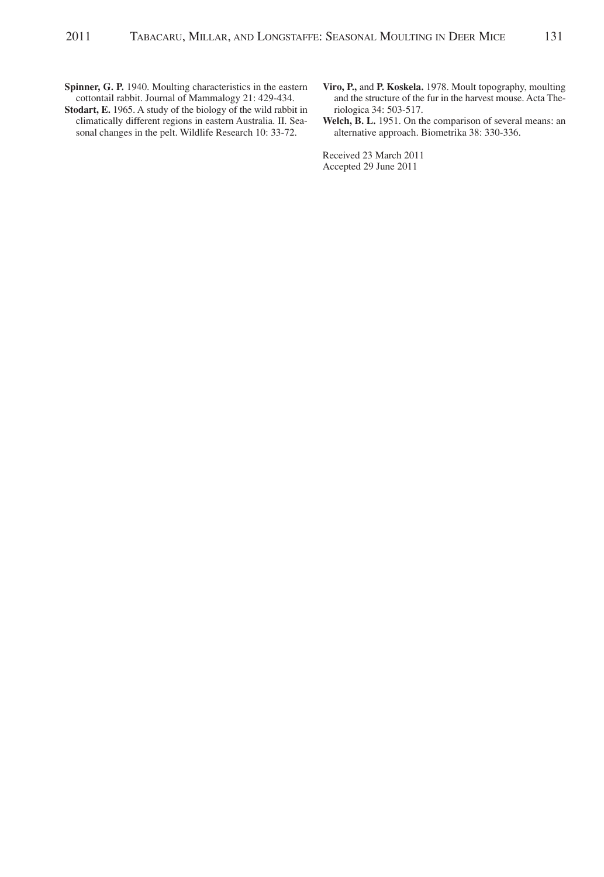**Spinner, G. P.** 1940. Moulting characteristics in the eastern cottontail rabbit. Journal of Mammalogy 21: 429-434.

**Stodart, E.** 1965. A study of the biology of the wild rabbit in climatically different regions in eastern Australia. II. Seasonal changes in the pelt. Wildlife Research 10: 33-72.

**Viro, P.,** and **P. Koskela.** 1978. Moult topography, moulting and the structure of the fur in the harvest mouse. Acta Theriologica 34: 503-517.

**Welch, B. L.** 1951. On the comparison of several means: an alternative approach. Biometrika 38: 330-336.

Received 23 March 2011
Accepted 29 June 2011